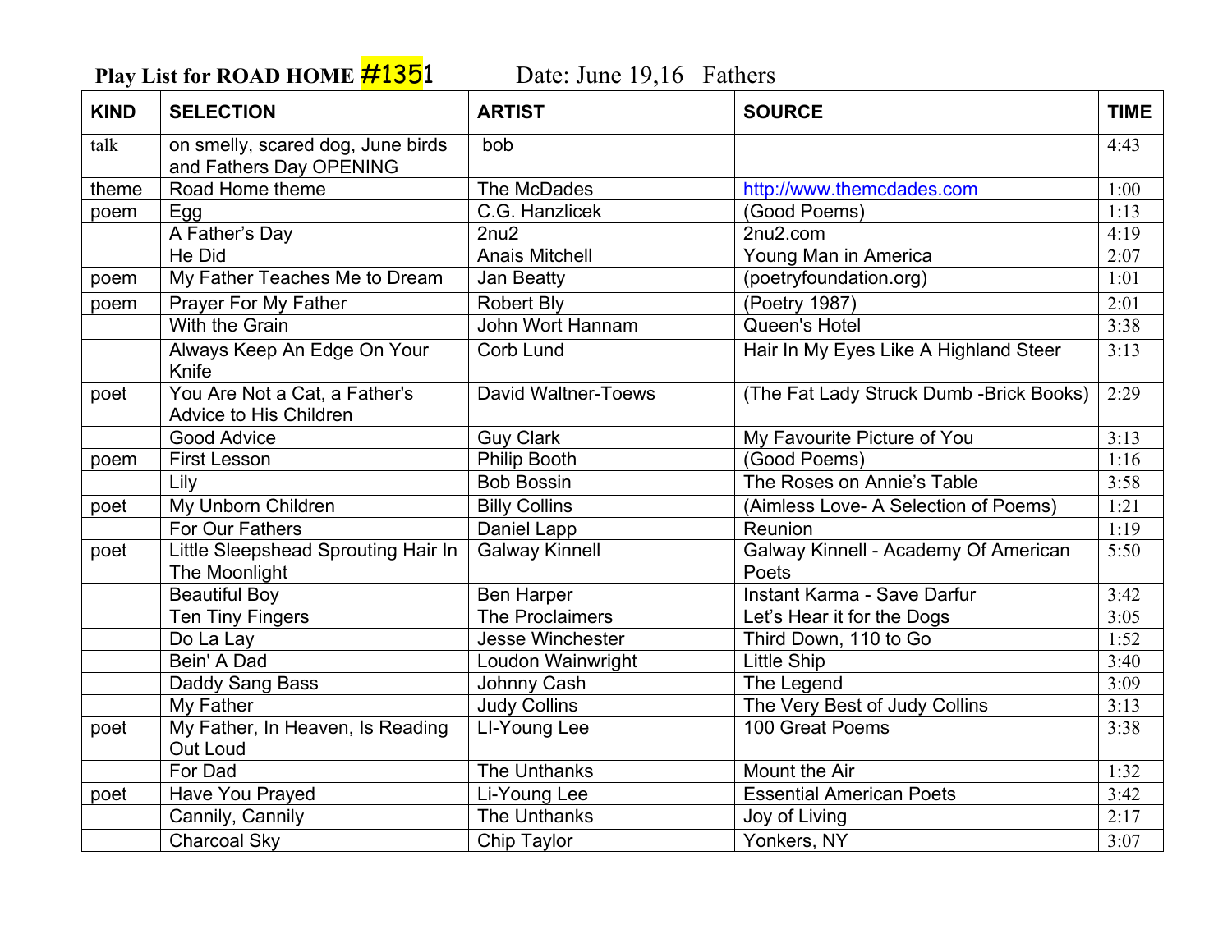**Play List for ROAD HOME #1351** Date: June 19,16 Fathers

| KIND | SELECTION | ARTIST | SOURCE | TIME |
|---|---|---|---|---|
| talk | on smelly, scared dog, June birds and Fathers Day OPENING | bob | | 4:43 |
| theme | Road Home theme | The McDades | http://www.themcdades.com | 1:00 |
| poem | Egg | C.G. Hanzlicek | (Good Poems) | 1:13 |
| | A Father's Day | 2nu2 | 2nu2.com | 4:19 |
| | He Did | Anais Mitchell | Young Man in America | 2:07 |
| poem | My Father Teaches Me to Dream | Jan Beatty | (poetryfoundation.org) | 1:01 |
| poem | Prayer For My Father | Robert Bly | (Poetry 1987) | 2:01 |
| | With the Grain | John Wort Hannam | Queen's Hotel | 3:38 |
| | Always Keep An Edge On Your Knife | Corb Lund | Hair In My Eyes Like A Highland Steer | 3:13 |
| poet | You Are Not a Cat, a Father's Advice to His Children | David Waltner-Toews | (The Fat Lady Struck Dumb -Brick Books) | 2:29 |
| | Good Advice | Guy Clark | My Favourite Picture of You | 3:13 |
| poem | First Lesson | Philip Booth | (Good Poems) | 1:16 |
| | Lily | Bob Bossin | The Roses on Annie's Table | 3:58 |
| poet | My Unborn Children | Billy Collins | (Aimless Love- A Selection of Poems) | 1:21 |
| | For Our Fathers | Daniel Lapp | Reunion | 1:19 |
| poet | Little Sleepshead Sprouting Hair In The Moonlight | Galway Kinnell | Galway Kinnell - Academy Of American Poets | 5:50 |
| | Beautiful Boy | Ben Harper | Instant Karma - Save Darfur | 3:42 |
| | Ten Tiny Fingers | The Proclaimers | Let's Hear it for the Dogs | 3:05 |
| | Do La Lay | Jesse Winchester | Third Down, 110 to Go | 1:52 |
| | Bein' A Dad | Loudon Wainwright | Little Ship | 3:40 |
| | Daddy Sang Bass | Johnny Cash | The Legend | 3:09 |
| | My Father | Judy Collins | The Very Best of Judy Collins | 3:13 |
| poet | My Father, In Heaven, Is Reading Out Loud | LI-Young Lee | 100 Great Poems | 3:38 |
| | For Dad | The Unthanks | Mount the Air | 1:32 |
| poet | Have You Prayed | Li-Young Lee | Essential American Poets | 3:42 |
| | Cannily, Cannily | The Unthanks | Joy of Living | 2:17 |
| | Charcoal Sky | Chip Taylor | Yonkers, NY | 3:07 |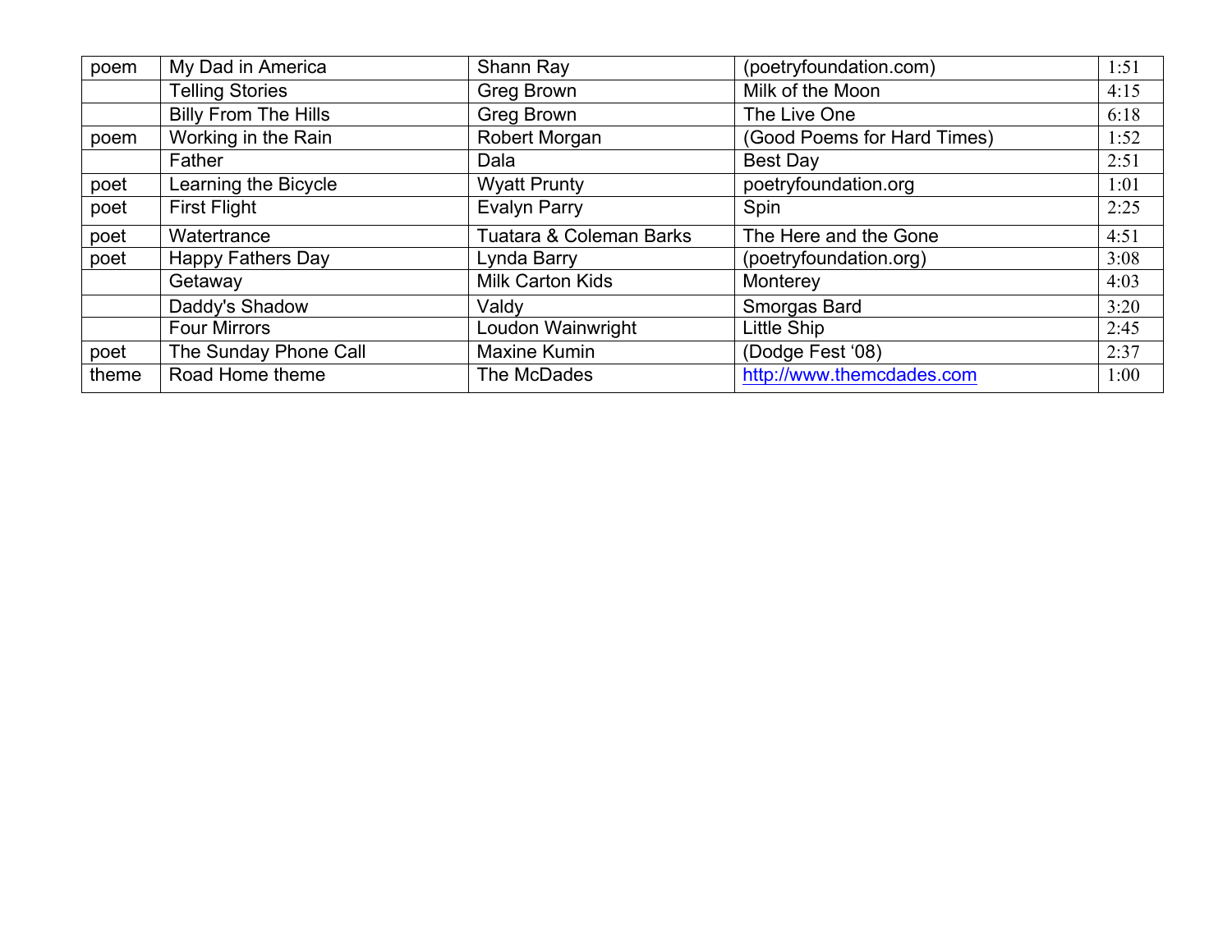| | | | | |
|---|---|---|---|---|
| poem | My Dad in America | Shann Ray | (poetryfoundation.com) | 1:51 |
| | Telling Stories | Greg Brown | Milk of the Moon | 4:15 |
| | Billy From The Hills | Greg Brown | The Live One | 6:18 |
| poem | Working in the Rain | Robert Morgan | (Good Poems for Hard Times) | 1:52 |
| | Father | Dala | Best Day | 2:51 |
| poet | Learning the Bicycle | Wyatt Prunty | poetryfoundation.org | 1:01 |
| poet | First Flight | Evalyn Parry | Spin | 2:25 |
| poet | Watertrance | Tuatara & Coleman Barks | The Here and the Gone | 4:51 |
| poet | Happy Fathers Day | Lynda Barry | (poetryfoundation.org) | 3:08 |
| | Getaway | Milk Carton Kids | Monterey | 4:03 |
| | Daddy's Shadow | Valdy | Smorgas Bard | 3:20 |
| | Four Mirrors | Loudon Wainwright | Little Ship | 2:45 |
| poet | The Sunday Phone Call | Maxine Kumin | (Dodge Fest '08) | 2:37 |
| theme | Road Home theme | The McDades | http://www.themcdades.com | 1:00 |